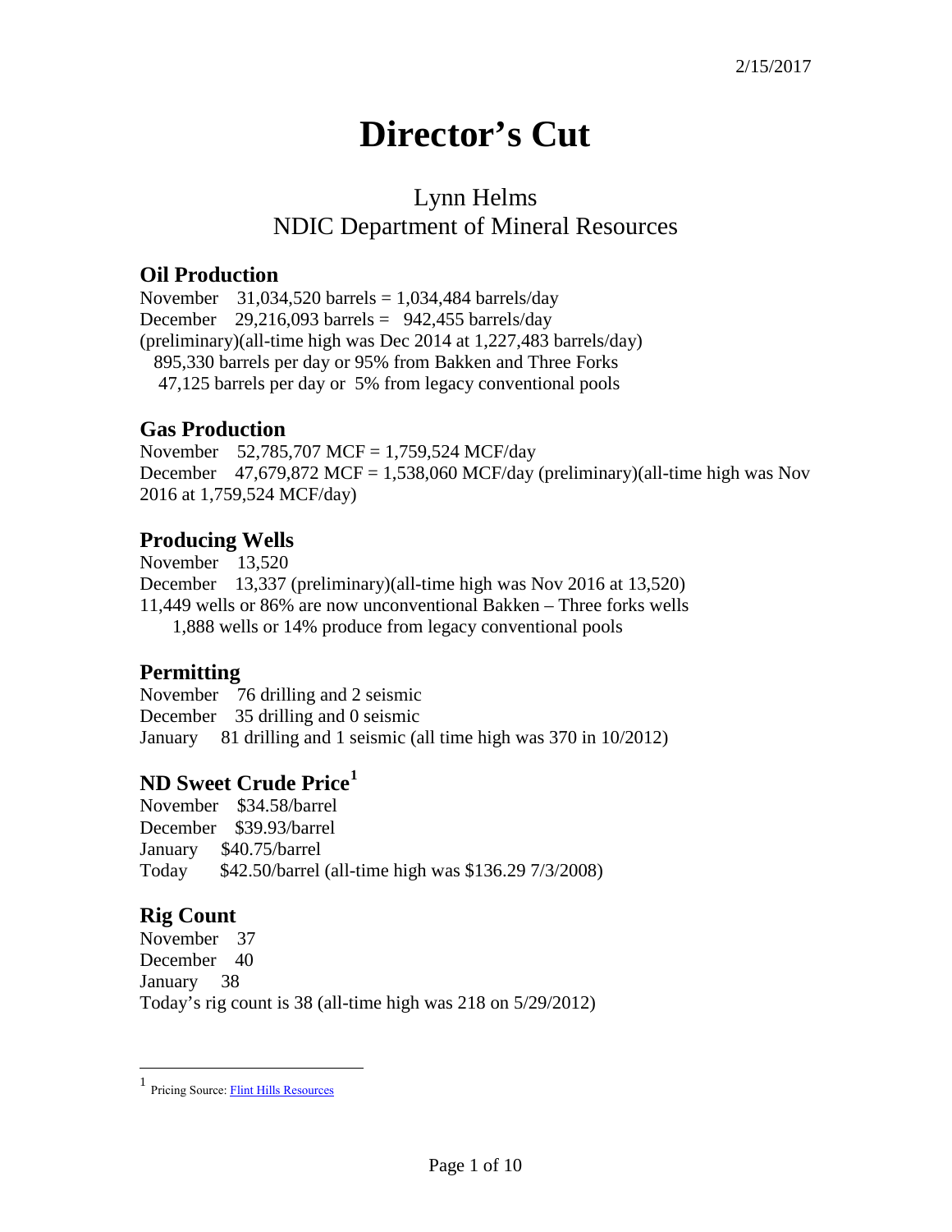2/15/2017

# Director's Cut

## Lynn Helms
## NDIC Department of Mineral Resources

### Oil Production

November 31,034,520 barrels = 1,034,484 barrels/day
December 29,216,093 barrels = 942,455 barrels/day
(preliminary)(all-time high was Dec 2014 at 1,227,483 barrels/day)
895,330 barrels per day or 95% from Bakken and Three Forks
47,125 barrels per day or 5% from legacy conventional pools

### Gas Production

November 52,785,707 MCF = 1,759,524 MCF/day
December 47,679,872 MCF = 1,538,060 MCF/day (preliminary)(all-time high was Nov 2016 at 1,759,524 MCF/day)

### Producing Wells

November 13,520
December 13,337 (preliminary)(all-time high was Nov 2016 at 13,520)
11,449 wells or 86% are now unconventional Bakken – Three forks wells
1,888 wells or 14% produce from legacy conventional pools

### Permitting

November 76 drilling and 2 seismic
December 35 drilling and 0 seismic
January 81 drilling and 1 seismic (all time high was 370 in 10/2012)

### ND Sweet Crude Price[1]

November $34.58/barrel
December $39.93/barrel
January $40.75/barrel
Today $42.50/barrel (all-time high was $136.29 7/3/2008)

### Rig Count

November 37
December 40
January 38
Today's rig count is 38 (all-time high was 218 on 5/29/2012)

---

[1] Pricing Source: Flint Hills Resources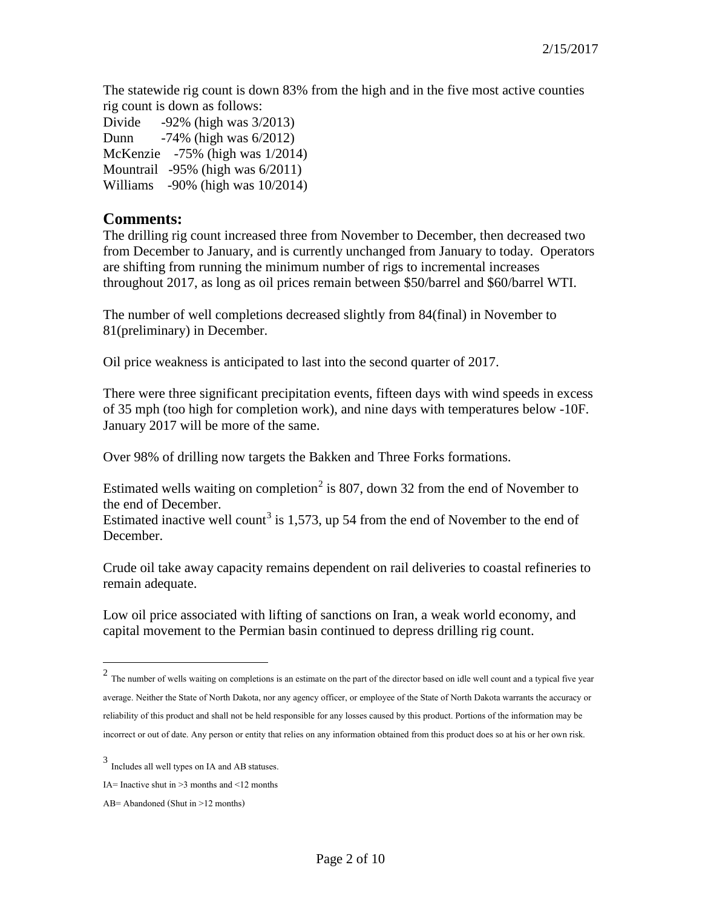The statewide rig count is down 83% from the high and in the five most active counties rig count is down as follows:

Divide -92% (high was 3/2013)
Dunn -74% (high was 6/2012)
McKenzie -75% (high was 1/2014)
Mountrail -95% (high was 6/2011)
Williams -90% (high was 10/2014)

## Comments:

The drilling rig count increased three from November to December, then decreased two from December to January, and is currently unchanged from January to today. Operators are shifting from running the minimum number of rigs to incremental increases throughout 2017, as long as oil prices remain between $50/barrel and $60/barrel WTI.

The number of well completions decreased slightly from 84(final) in November to 81(preliminary) in December.

Oil price weakness is anticipated to last into the second quarter of 2017.

There were three significant precipitation events, fifteen days with wind speeds in excess of 35 mph (too high for completion work), and nine days with temperatures below -10F. January 2017 will be more of the same.

Over 98% of drilling now targets the Bakken and Three Forks formations.

Estimated wells waiting on completion[2] is 807, down 32 from the end of November to the end of December.
Estimated inactive well count[3] is 1,573, up 54 from the end of November to the end of December.

Crude oil take away capacity remains dependent on rail deliveries to coastal refineries to remain adequate.

Low oil price associated with lifting of sanctions on Iran, a weak world economy, and capital movement to the Permian basin continued to depress drilling rig count.

---

[2] The number of wells waiting on completions is an estimate on the part of the director based on idle well count and a typical five year average. Neither the State of North Dakota, nor any agency officer, or employee of the State of North Dakota warrants the accuracy or reliability of this product and shall not be held responsible for any losses caused by this product. Portions of the information may be incorrect or out of date. Any person or entity that relies on any information obtained from this product does so at his or her own risk.

[3] Includes all well types on IA and AB statuses.

IA= Inactive shut in >3 months and <12 months

AB= Abandoned (Shut in >12 months)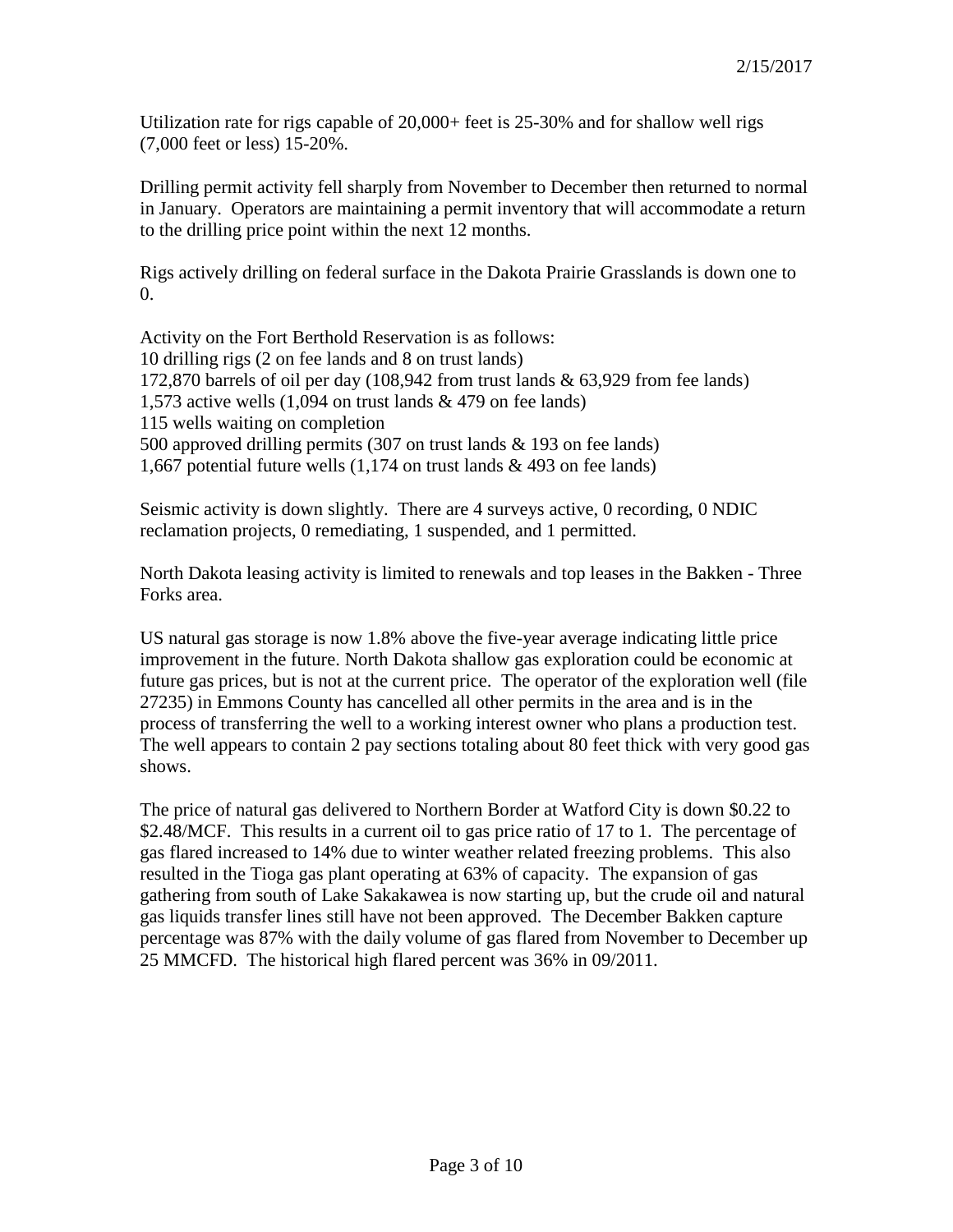Utilization rate for rigs capable of 20,000+ feet is 25-30% and for shallow well rigs (7,000 feet or less) 15-20%.

Drilling permit activity fell sharply from November to December then returned to normal in January. Operators are maintaining a permit inventory that will accommodate a return to the drilling price point within the next 12 months.

Rigs actively drilling on federal surface in the Dakota Prairie Grasslands is down one to 0.

Activity on the Fort Berthold Reservation is as follows:
10 drilling rigs (2 on fee lands and 8 on trust lands)
172,870 barrels of oil per day (108,942 from trust lands & 63,929 from fee lands)
1,573 active wells (1,094 on trust lands & 479 on fee lands)
115 wells waiting on completion
500 approved drilling permits (307 on trust lands & 193 on fee lands)
1,667 potential future wells (1,174 on trust lands & 493 on fee lands)

Seismic activity is down slightly. There are 4 surveys active, 0 recording, 0 NDIC reclamation projects, 0 remediating, 1 suspended, and 1 permitted.

North Dakota leasing activity is limited to renewals and top leases in the Bakken - Three Forks area.

US natural gas storage is now 1.8% above the five-year average indicating little price improvement in the future. North Dakota shallow gas exploration could be economic at future gas prices, but is not at the current price. The operator of the exploration well (file 27235) in Emmons County has cancelled all other permits in the area and is in the process of transferring the well to a working interest owner who plans a production test. The well appears to contain 2 pay sections totaling about 80 feet thick with very good gas shows.

The price of natural gas delivered to Northern Border at Watford City is down $0.22 to $2.48/MCF. This results in a current oil to gas price ratio of 17 to 1. The percentage of gas flared increased to 14% due to winter weather related freezing problems. This also resulted in the Tioga gas plant operating at 63% of capacity. The expansion of gas gathering from south of Lake Sakakawea is now starting up, but the crude oil and natural gas liquids transfer lines still have not been approved. The December Bakken capture percentage was 87% with the daily volume of gas flared from November to December up 25 MMCFD. The historical high flared percent was 36% in 09/2011.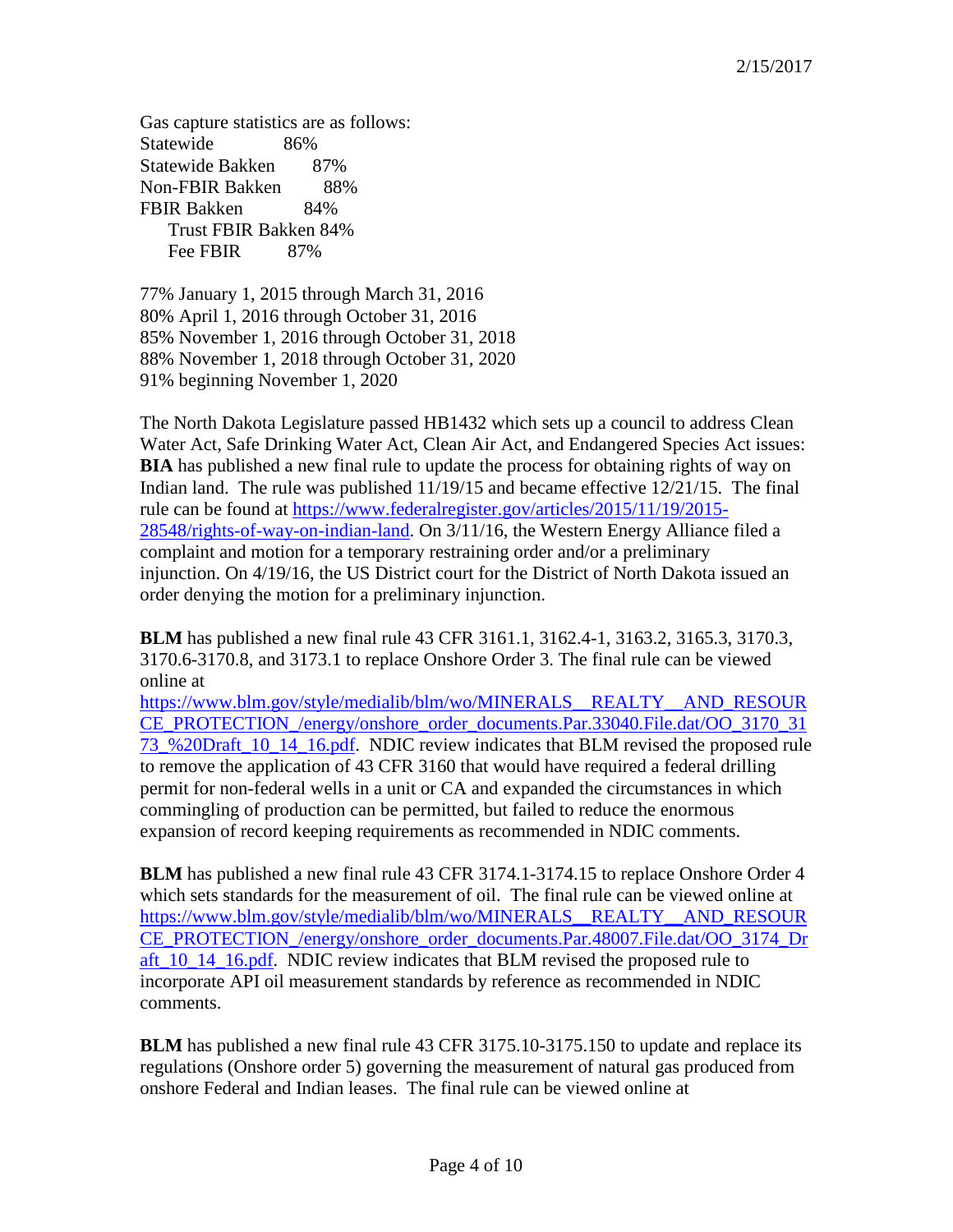Gas capture statistics are as follows:

Statewide 86%
Statewide Bakken 87%
Non-FBIR Bakken 88%
FBIR Bakken 84%
    Trust FBIR Bakken 84%
    Fee FBIR 87%

77% January 1, 2015 through March 31, 2016
80% April 1, 2016 through October 31, 2016
85% November 1, 2016 through October 31, 2018
88% November 1, 2018 through October 31, 2020
91% beginning November 1, 2020

The North Dakota Legislature passed HB1432 which sets up a council to address Clean Water Act, Safe Drinking Water Act, Clean Air Act, and Endangered Species Act issues:
**BIA** has published a new final rule to update the process for obtaining rights of way on Indian land. The rule was published 11/19/15 and became effective 12/21/15. The final rule can be found at https://www.federalregister.gov/articles/2015/11/19/2015-28548/rights-of-way-on-indian-land. On 3/11/16, the Western Energy Alliance filed a complaint and motion for a temporary restraining order and/or a preliminary injunction. On 4/19/16, the US District court for the District of North Dakota issued an order denying the motion for a preliminary injunction.

**BLM** has published a new final rule 43 CFR 3161.1, 3162.4-1, 3163.2, 3165.3, 3170.3, 3170.6-3170.8, and 3173.1 to replace Onshore Order 3. The final rule can be viewed online at https://www.blm.gov/style/medialib/blm/wo/MINERALS__REALTY__AND_RESOURCE_PROTECTION_/energy/onshore_order_documents.Par.33040.File.dat/OO_3170_3173_%20Draft_10_14_16.pdf. NDIC review indicates that BLM revised the proposed rule to remove the application of 43 CFR 3160 that would have required a federal drilling permit for non-federal wells in a unit or CA and expanded the circumstances in which commingling of production can be permitted, but failed to reduce the enormous expansion of record keeping requirements as recommended in NDIC comments.

**BLM** has published a new final rule 43 CFR 3174.1-3174.15 to replace Onshore Order 4 which sets standards for the measurement of oil. The final rule can be viewed online at https://www.blm.gov/style/medialib/blm/wo/MINERALS__REALTY__AND_RESOURCE_PROTECTION_/energy/onshore_order_documents.Par.48007.File.dat/OO_3174_Draft_10_14_16.pdf. NDIC review indicates that BLM revised the proposed rule to incorporate API oil measurement standards by reference as recommended in NDIC comments.

**BLM** has published a new final rule 43 CFR 3175.10-3175.150 to update and replace its regulations (Onshore order 5) governing the measurement of natural gas produced from onshore Federal and Indian leases. The final rule can be viewed online at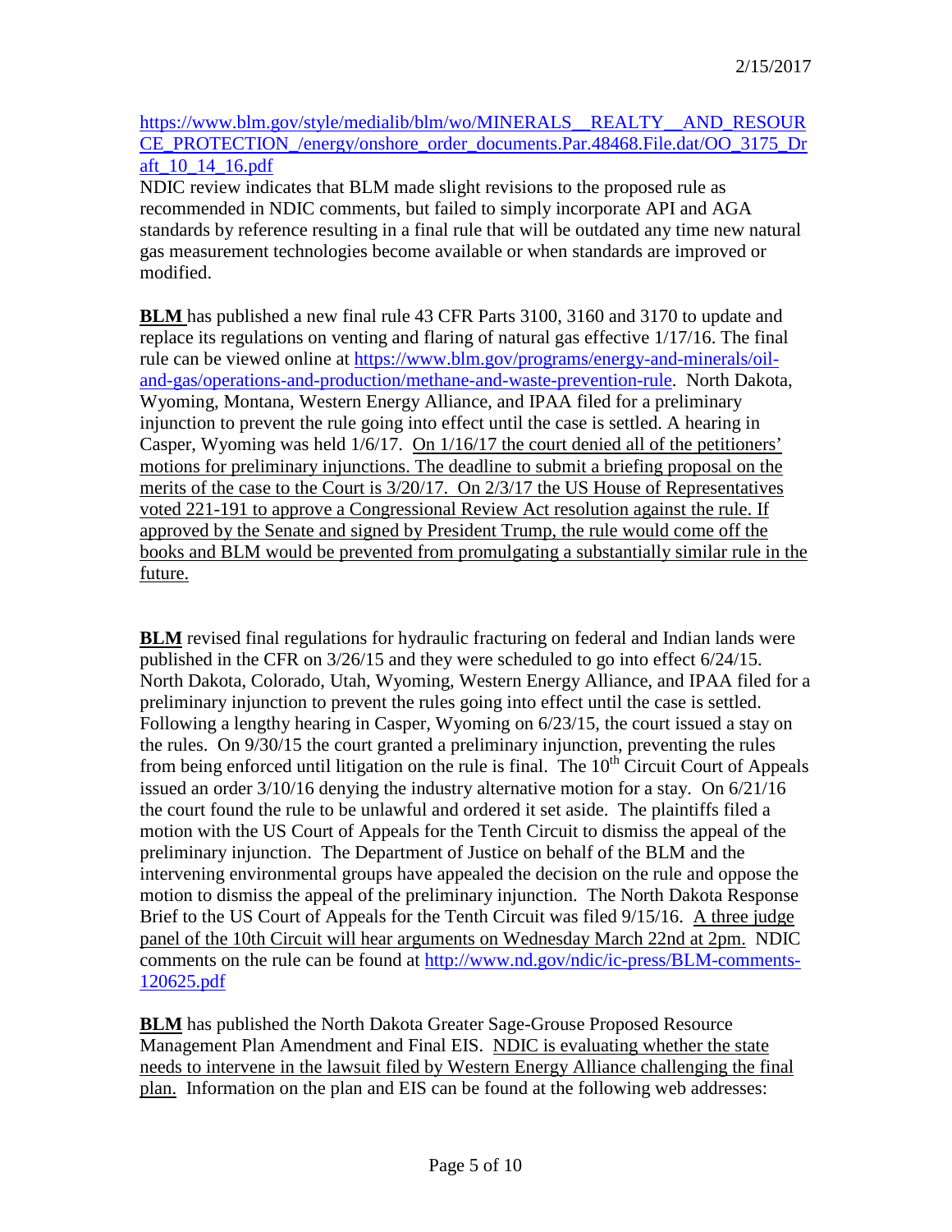https://www.blm.gov/style/medialib/blm/wo/MINERALS__REALTY__AND_RESOURCE_PROTECTION_/energy/onshore_order_documents.Par.48468.File.dat/OO_3175_Draft_10_14_16.pdf

NDIC review indicates that BLM made slight revisions to the proposed rule as recommended in NDIC comments, but failed to simply incorporate API and AGA standards by reference resulting in a final rule that will be outdated any time new natural gas measurement technologies become available or when standards are improved or modified.

**BLM** has published a new final rule 43 CFR Parts 3100, 3160 and 3170 to update and replace its regulations on venting and flaring of natural gas effective 1/17/16. The final rule can be viewed online at https://www.blm.gov/programs/energy-and-minerals/oil-and-gas/operations-and-production/methane-and-waste-prevention-rule. North Dakota, Wyoming, Montana, Western Energy Alliance, and IPAA filed for a preliminary injunction to prevent the rule going into effect until the case is settled. A hearing in Casper, Wyoming was held 1/6/17. On 1/16/17 the court denied all of the petitioners' motions for preliminary injunctions. The deadline to submit a briefing proposal on the merits of the case to the Court is 3/20/17. On 2/3/17 the US House of Representatives voted 221-191 to approve a Congressional Review Act resolution against the rule. If approved by the Senate and signed by President Trump, the rule would come off the books and BLM would be prevented from promulgating a substantially similar rule in the future.

**BLM** revised final regulations for hydraulic fracturing on federal and Indian lands were published in the CFR on 3/26/15 and they were scheduled to go into effect 6/24/15. North Dakota, Colorado, Utah, Wyoming, Western Energy Alliance, and IPAA filed for a preliminary injunction to prevent the rules going into effect until the case is settled. Following a lengthy hearing in Casper, Wyoming on 6/23/15, the court issued a stay on the rules. On 9/30/15 the court granted a preliminary injunction, preventing the rules from being enforced until litigation on the rule is final. The 10th Circuit Court of Appeals issued an order 3/10/16 denying the industry alternative motion for a stay. On 6/21/16 the court found the rule to be unlawful and ordered it set aside. The plaintiffs filed a motion with the US Court of Appeals for the Tenth Circuit to dismiss the appeal of the preliminary injunction. The Department of Justice on behalf of the BLM and the intervening environmental groups have appealed the decision on the rule and oppose the motion to dismiss the appeal of the preliminary injunction. The North Dakota Response Brief to the US Court of Appeals for the Tenth Circuit was filed 9/15/16. A three judge panel of the 10th Circuit will hear arguments on Wednesday March 22nd at 2pm. NDIC comments on the rule can be found at http://www.nd.gov/ndic/ic-press/BLM-comments-120625.pdf

**BLM** has published the North Dakota Greater Sage-Grouse Proposed Resource Management Plan Amendment and Final EIS. NDIC is evaluating whether the state needs to intervene in the lawsuit filed by Western Energy Alliance challenging the final plan. Information on the plan and EIS can be found at the following web addresses: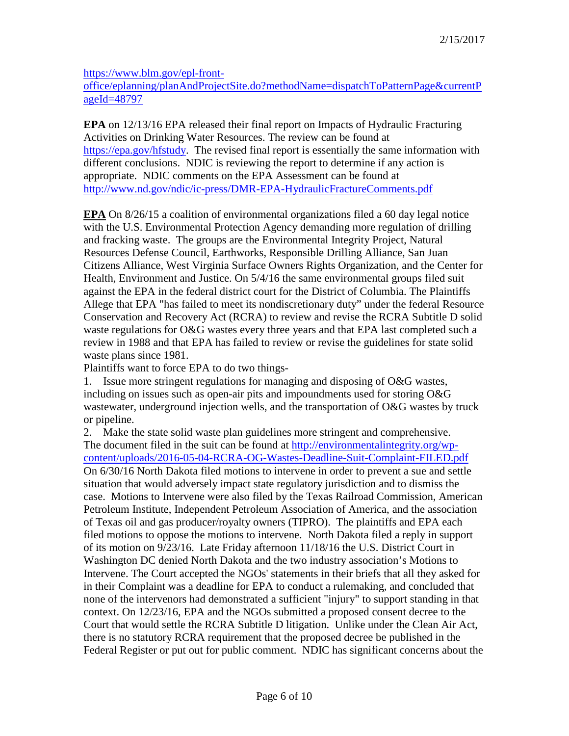https://www.blm.gov/epl-front-office/eplanning/planAndProjectSite.do?methodName=dispatchToPatternPage&currentPageId=48797

**EPA** on 12/13/16 EPA released their final report on Impacts of Hydraulic Fracturing Activities on Drinking Water Resources. The review can be found at https://epa.gov/hfstudy. The revised final report is essentially the same information with different conclusions. NDIC is reviewing the report to determine if any action is appropriate. NDIC comments on the EPA Assessment can be found at http://www.nd.gov/ndic/ic-press/DMR-EPA-HydraulicFractureComments.pdf

**EPA** On 8/26/15 a coalition of environmental organizations filed a 60 day legal notice with the U.S. Environmental Protection Agency demanding more regulation of drilling and fracking waste. The groups are the Environmental Integrity Project, Natural Resources Defense Council, Earthworks, Responsible Drilling Alliance, San Juan Citizens Alliance, West Virginia Surface Owners Rights Organization, and the Center for Health, Environment and Justice. On 5/4/16 the same environmental groups filed suit against the EPA in the federal district court for the District of Columbia. The Plaintiffs Allege that EPA "has failed to meet its nondiscretionary duty" under the federal Resource Conservation and Recovery Act (RCRA) to review and revise the RCRA Subtitle D solid waste regulations for O&G wastes every three years and that EPA last completed such a review in 1988 and that EPA has failed to review or revise the guidelines for state solid waste plans since 1981.

Plaintiffs want to force EPA to do two things-

1. Issue more stringent regulations for managing and disposing of O&G wastes, including on issues such as open-air pits and impoundments used for storing O&G wastewater, underground injection wells, and the transportation of O&G wastes by truck or pipeline.
2. Make the state solid waste plan guidelines more stringent and comprehensive.

The document filed in the suit can be found at http://environmentalintegrity.org/wp-content/uploads/2016-05-04-RCRA-OG-Wastes-Deadline-Suit-Complaint-FILED.pdf

On 6/30/16 North Dakota filed motions to intervene in order to prevent a sue and settle situation that would adversely impact state regulatory jurisdiction and to dismiss the case. Motions to Intervene were also filed by the Texas Railroad Commission, American Petroleum Institute, Independent Petroleum Association of America, and the association of Texas oil and gas producer/royalty owners (TIPRO). The plaintiffs and EPA each filed motions to oppose the motions to intervene. North Dakota filed a reply in support of its motion on 9/23/16. Late Friday afternoon 11/18/16 the U.S. District Court in Washington DC denied North Dakota and the two industry association's Motions to Intervene. The Court accepted the NGOs' statements in their briefs that all they asked for in their Complaint was a deadline for EPA to conduct a rulemaking, and concluded that none of the intervenors had demonstrated a sufficient "injury" to support standing in that context. On 12/23/16, EPA and the NGOs submitted a proposed consent decree to the Court that would settle the RCRA Subtitle D litigation. Unlike under the Clean Air Act, there is no statutory RCRA requirement that the proposed decree be published in the Federal Register or put out for public comment. NDIC has significant concerns about the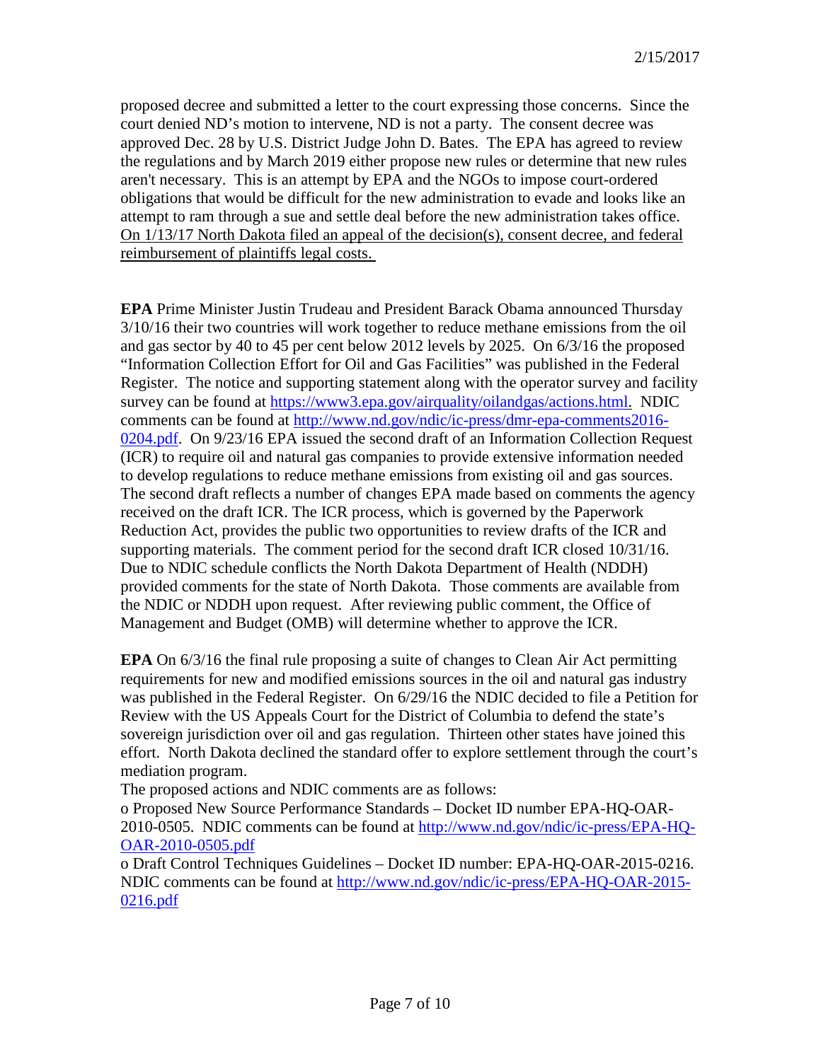proposed decree and submitted a letter to the court expressing those concerns. Since the court denied ND's motion to intervene, ND is not a party. The consent decree was approved Dec. 28 by U.S. District Judge John D. Bates. The EPA has agreed to review the regulations and by March 2019 either propose new rules or determine that new rules aren't necessary. This is an attempt by EPA and the NGOs to impose court-ordered obligations that would be difficult for the new administration to evade and looks like an attempt to ram through a sue and settle deal before the new administration takes office. <u>On 1/13/17 North Dakota filed an appeal of the decision(s), consent decree, and federal reimbursement of plaintiffs legal costs.</u>

**EPA** Prime Minister Justin Trudeau and President Barack Obama announced Thursday 3/10/16 their two countries will work together to reduce methane emissions from the oil and gas sector by 40 to 45 per cent below 2012 levels by 2025. On 6/3/16 the proposed "Information Collection Effort for Oil and Gas Facilities" was published in the Federal Register. The notice and supporting statement along with the operator survey and facility survey can be found at https://www3.epa.gov/airquality/oilandgas/actions.html. NDIC comments can be found at http://www.nd.gov/ndic/ic-press/dmr-epa-comments2016-0204.pdf. On 9/23/16 EPA issued the second draft of an Information Collection Request (ICR) to require oil and natural gas companies to provide extensive information needed to develop regulations to reduce methane emissions from existing oil and gas sources. The second draft reflects a number of changes EPA made based on comments the agency received on the draft ICR. The ICR process, which is governed by the Paperwork Reduction Act, provides the public two opportunities to review drafts of the ICR and supporting materials. The comment period for the second draft ICR closed 10/31/16. Due to NDIC schedule conflicts the North Dakota Department of Health (NDDH) provided comments for the state of North Dakota. Those comments are available from the NDIC or NDDH upon request. After reviewing public comment, the Office of Management and Budget (OMB) will determine whether to approve the ICR.

**EPA** On 6/3/16 the final rule proposing a suite of changes to Clean Air Act permitting requirements for new and modified emissions sources in the oil and natural gas industry was published in the Federal Register. On 6/29/16 the NDIC decided to file a Petition for Review with the US Appeals Court for the District of Columbia to defend the state's sovereign jurisdiction over oil and gas regulation. Thirteen other states have joined this effort. North Dakota declined the standard offer to explore settlement through the court's mediation program.

The proposed actions and NDIC comments are as follows:

- Proposed New Source Performance Standards – Docket ID number EPA-HQ-OAR-2010-0505. NDIC comments can be found at http://www.nd.gov/ndic/ic-press/EPA-HQ-OAR-2010-0505.pdf
- Draft Control Techniques Guidelines – Docket ID number: EPA-HQ-OAR-2015-0216. NDIC comments can be found at http://www.nd.gov/ndic/ic-press/EPA-HQ-OAR-2015-0216.pdf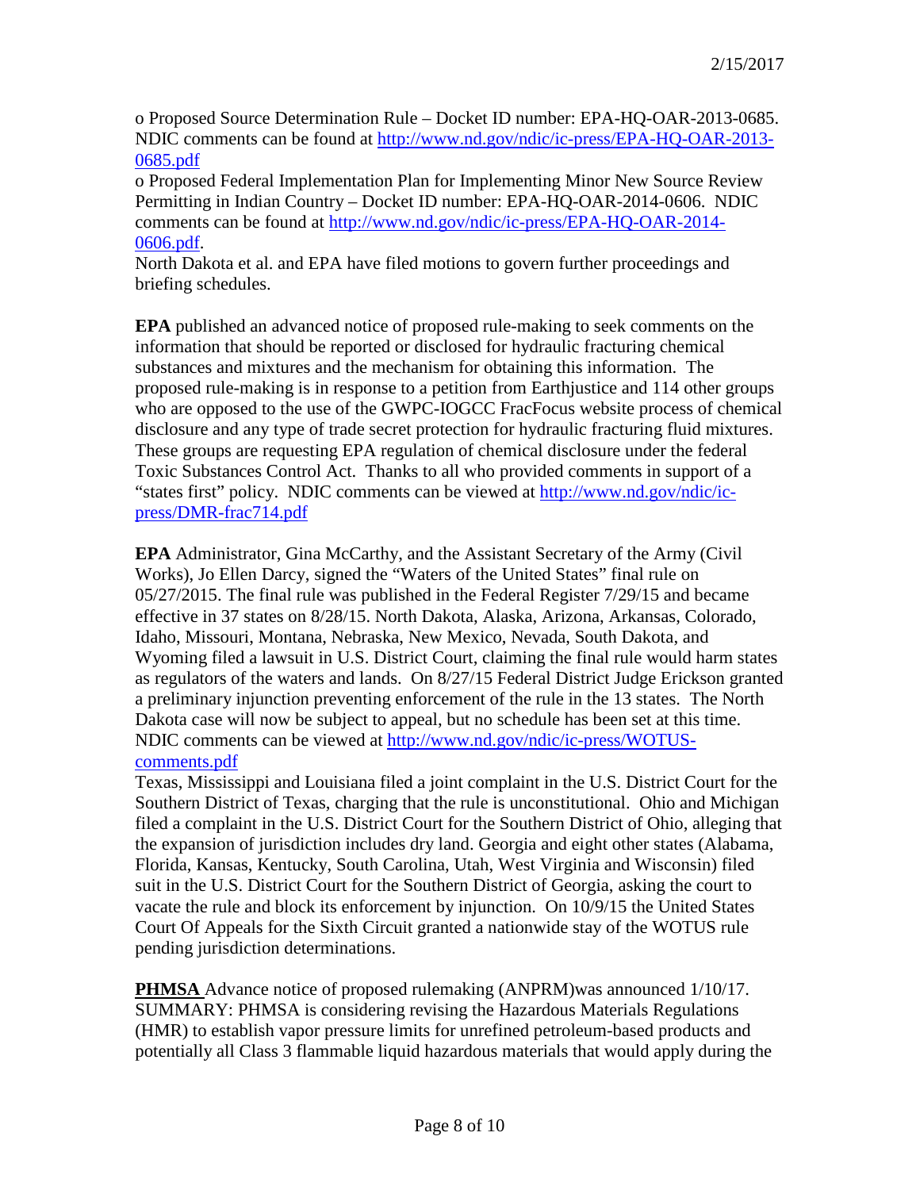o Proposed Source Determination Rule – Docket ID number: EPA-HQ-OAR-2013-0685. NDIC comments can be found at http://www.nd.gov/ndic/ic-press/EPA-HQ-OAR-2013-0685.pdf

o Proposed Federal Implementation Plan for Implementing Minor New Source Review Permitting in Indian Country – Docket ID number: EPA-HQ-OAR-2014-0606. NDIC comments can be found at http://www.nd.gov/ndic/ic-press/EPA-HQ-OAR-2014-0606.pdf.

North Dakota et al. and EPA have filed motions to govern further proceedings and briefing schedules.

**EPA** published an advanced notice of proposed rule-making to seek comments on the information that should be reported or disclosed for hydraulic fracturing chemical substances and mixtures and the mechanism for obtaining this information. The proposed rule-making is in response to a petition from Earthjustice and 114 other groups who are opposed to the use of the GWPC-IOGCC FracFocus website process of chemical disclosure and any type of trade secret protection for hydraulic fracturing fluid mixtures. These groups are requesting EPA regulation of chemical disclosure under the federal Toxic Substances Control Act. Thanks to all who provided comments in support of a "states first" policy. NDIC comments can be viewed at http://www.nd.gov/ndic/ic-press/DMR-frac714.pdf

**EPA** Administrator, Gina McCarthy, and the Assistant Secretary of the Army (Civil Works), Jo Ellen Darcy, signed the "Waters of the United States" final rule on 05/27/2015. The final rule was published in the Federal Register 7/29/15 and became effective in 37 states on 8/28/15. North Dakota, Alaska, Arizona, Arkansas, Colorado, Idaho, Missouri, Montana, Nebraska, New Mexico, Nevada, South Dakota, and Wyoming filed a lawsuit in U.S. District Court, claiming the final rule would harm states as regulators of the waters and lands. On 8/27/15 Federal District Judge Erickson granted a preliminary injunction preventing enforcement of the rule in the 13 states. The North Dakota case will now be subject to appeal, but no schedule has been set at this time. NDIC comments can be viewed at http://www.nd.gov/ndic/ic-press/WOTUS-comments.pdf

Texas, Mississippi and Louisiana filed a joint complaint in the U.S. District Court for the Southern District of Texas, charging that the rule is unconstitutional. Ohio and Michigan filed a complaint in the U.S. District Court for the Southern District of Ohio, alleging that the expansion of jurisdiction includes dry land. Georgia and eight other states (Alabama, Florida, Kansas, Kentucky, South Carolina, Utah, West Virginia and Wisconsin) filed suit in the U.S. District Court for the Southern District of Georgia, asking the court to vacate the rule and block its enforcement by injunction. On 10/9/15 the United States Court Of Appeals for the Sixth Circuit granted a nationwide stay of the WOTUS rule pending jurisdiction determinations.

**PHMSA** Advance notice of proposed rulemaking (ANPRM)was announced 1/10/17. SUMMARY: PHMSA is considering revising the Hazardous Materials Regulations (HMR) to establish vapor pressure limits for unrefined petroleum-based products and potentially all Class 3 flammable liquid hazardous materials that would apply during the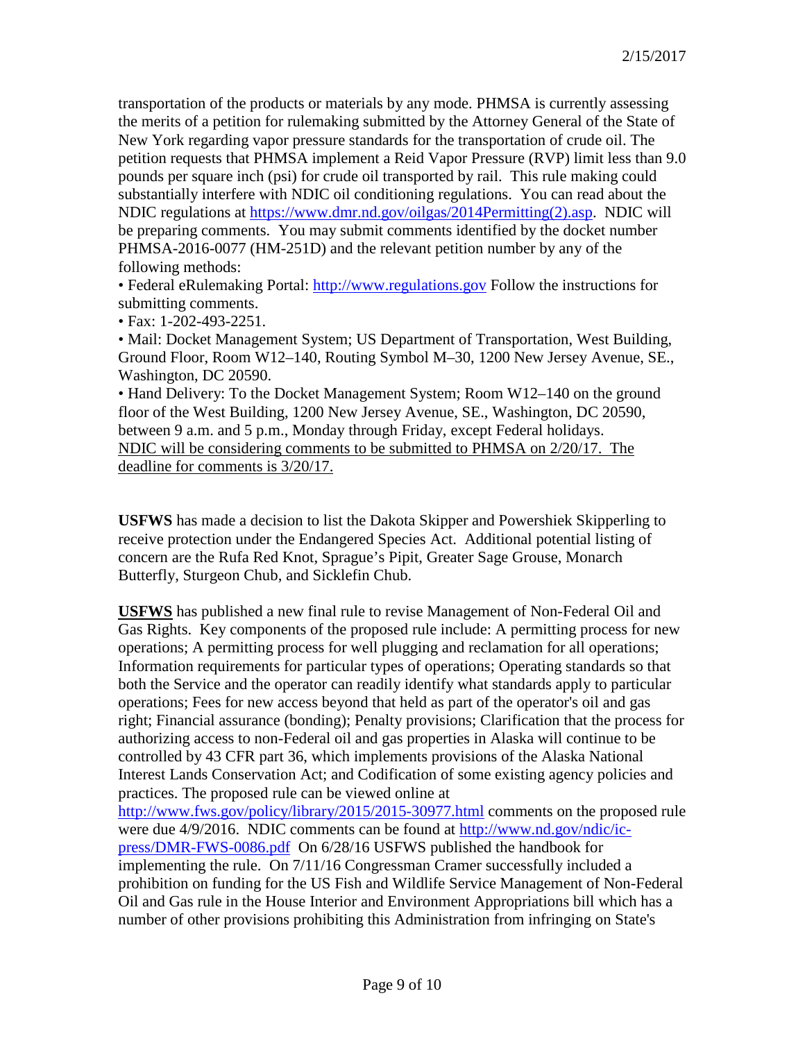transportation of the products or materials by any mode. PHMSA is currently assessing the merits of a petition for rulemaking submitted by the Attorney General of the State of New York regarding vapor pressure standards for the transportation of crude oil. The petition requests that PHMSA implement a Reid Vapor Pressure (RVP) limit less than 9.0 pounds per square inch (psi) for crude oil transported by rail. This rule making could substantially interfere with NDIC oil conditioning regulations. You can read about the NDIC regulations at https://www.dmr.nd.gov/oilgas/2014Permitting(2).asp. NDIC will be preparing comments. You may submit comments identified by the docket number PHMSA-2016-0077 (HM-251D) and the relevant petition number by any of the following methods:

• Federal eRulemaking Portal: http://www.regulations.gov Follow the instructions for submitting comments.
• Fax: 1-202-493-2251.
• Mail: Docket Management System; US Department of Transportation, West Building, Ground Floor, Room W12–140, Routing Symbol M–30, 1200 New Jersey Avenue, SE., Washington, DC 20590.
• Hand Delivery: To the Docket Management System; Room W12–140 on the ground floor of the West Building, 1200 New Jersey Avenue, SE., Washington, DC 20590, between 9 a.m. and 5 p.m., Monday through Friday, except Federal holidays.

<u>NDIC will be considering comments to be submitted to PHMSA on 2/20/17. The deadline for comments is 3/20/17.</u>

**USFWS** has made a decision to list the Dakota Skipper and Powershiek Skipperling to receive protection under the Endangered Species Act. Additional potential listing of concern are the Rufa Red Knot, Sprague's Pipit, Greater Sage Grouse, Monarch Butterfly, Sturgeon Chub, and Sicklefin Chub.

**<u>USFWS</u>** has published a new final rule to revise Management of Non-Federal Oil and Gas Rights. Key components of the proposed rule include: A permitting process for new operations; A permitting process for well plugging and reclamation for all operations; Information requirements for particular types of operations; Operating standards so that both the Service and the operator can readily identify what standards apply to particular operations; Fees for new access beyond that held as part of the operator's oil and gas right; Financial assurance (bonding); Penalty provisions; Clarification that the process for authorizing access to non-Federal oil and gas properties in Alaska will continue to be controlled by 43 CFR part 36, which implements provisions of the Alaska National Interest Lands Conservation Act; and Codification of some existing agency policies and practices. The proposed rule can be viewed online at http://www.fws.gov/policy/library/2015/2015-30977.html comments on the proposed rule were due 4/9/2016. NDIC comments can be found at http://www.nd.gov/ndic/ic-press/DMR-FWS-0086.pdf On 6/28/16 USFWS published the handbook for implementing the rule. On 7/11/16 Congressman Cramer successfully included a prohibition on funding for the US Fish and Wildlife Service Management of Non-Federal Oil and Gas rule in the House Interior and Environment Appropriations bill which has a number of other provisions prohibiting this Administration from infringing on State's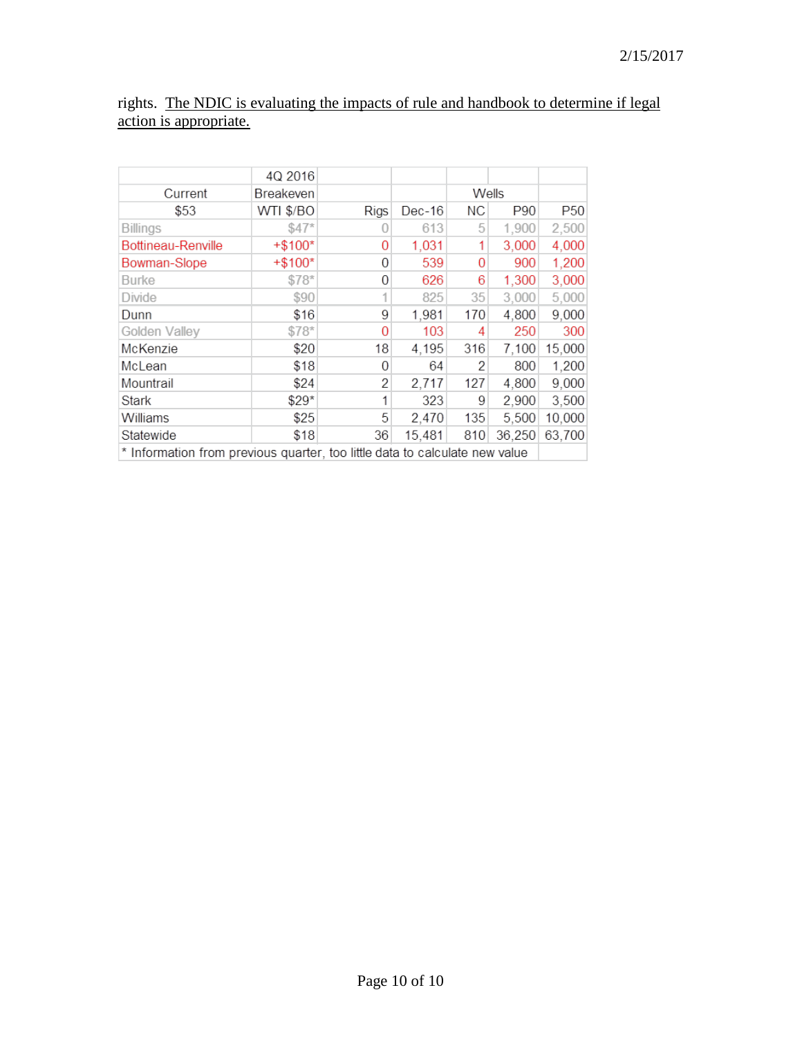rights. <u>The NDIC is evaluating the impacts of rule and handbook to determine if legal action is appropriate.</u>

| | 4Q 2016 | | | | | |
|---|---|---|---|---|---|---|
| Current | Breakeven | | | Wells | | |
| $53 | WTI $/BO | Rigs | Dec-16 | NC | P90 | P50 |
| Billings | $47* | 0 | 613 | 5 | 1,900 | 2,500 |
| Bottineau-Renville | +$100* | 0 | 1,031 | 1 | 3,000 | 4,000 |
| Bowman-Slope | +$100* | 0 | 539 | 0 | 900 | 1,200 |
| Burke | $78* | 0 | 626 | 6 | 1,300 | 3,000 |
| Divide | $90 | 1 | 825 | 35 | 3,000 | 5,000 |
| Dunn | $16 | 9 | 1,981 | 170 | 4,800 | 9,000 |
| Golden Valley | $78* | 0 | 103 | 4 | 250 | 300 |
| McKenzie | $20 | 18 | 4,195 | 316 | 7,100 | 15,000 |
| McLean | $18 | 0 | 64 | 2 | 800 | 1,200 |
| Mountrail | $24 | 2 | 2,717 | 127 | 4,800 | 9,000 |
| Stark | $29* | 1 | 323 | 9 | 2,900 | 3,500 |
| Williams | $25 | 5 | 2,470 | 135 | 5,500 | 10,000 |
| Statewide | $18 | 36 | 15,481 | 810 | 36,250 | 63,700 |
| * Information from previous quarter, too little data to calculate new value | | | | | | |